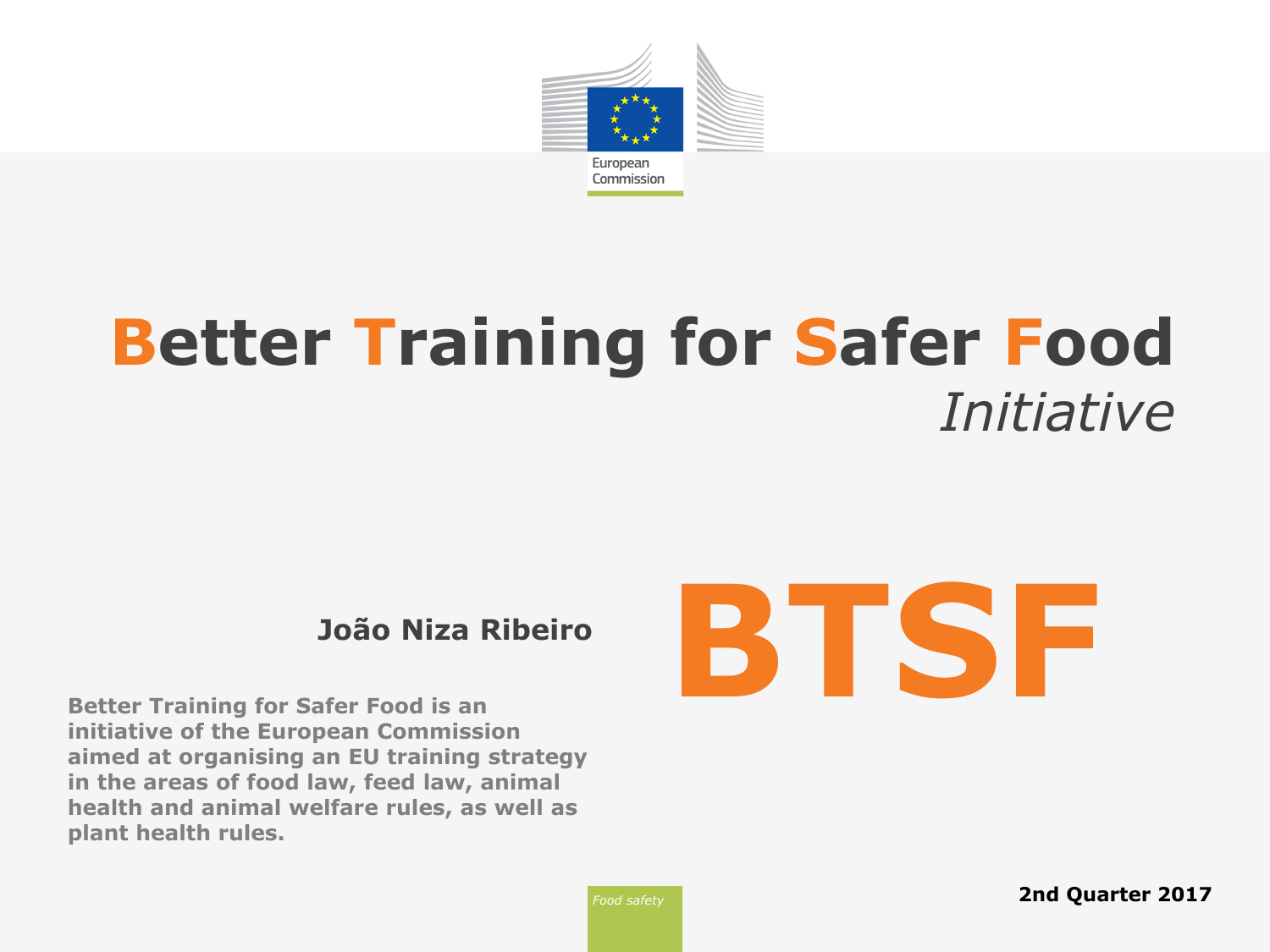European Commission

# Better Training for Safer Food

*Initiative*

**João Niza Ribeiro**

# BTSF

**Better Training for Safer Food is an initiative of the European Commission aimed at organising an EU training strategy in the areas of food law, feed law, animal health and animal welfare rules, as well as plant health rules.**

*Food safety*

**2nd Quarter 2017**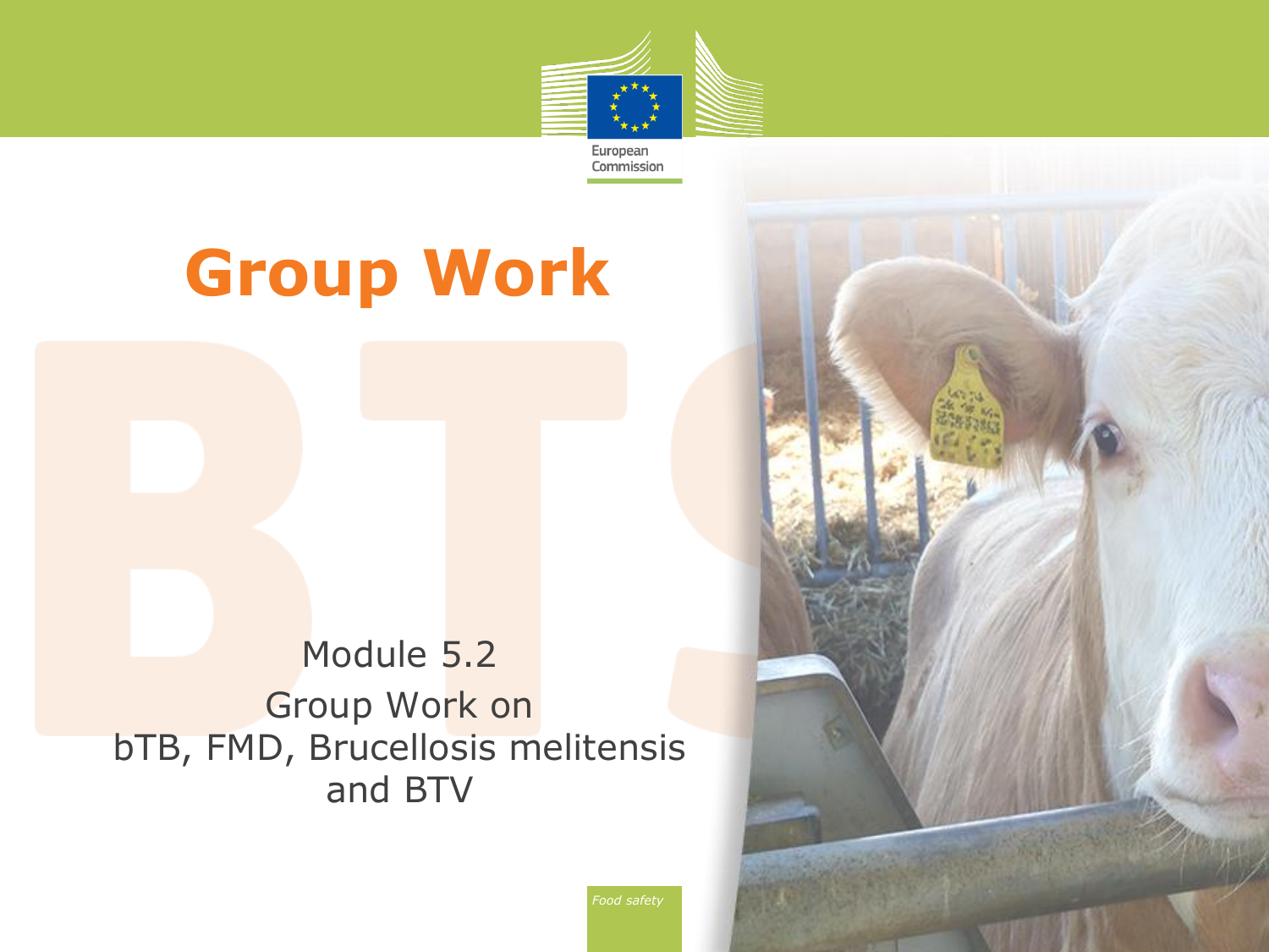# Group Work

Module 5.2

Group Work on bTB, FMD, Brucellosis melitensis and BTV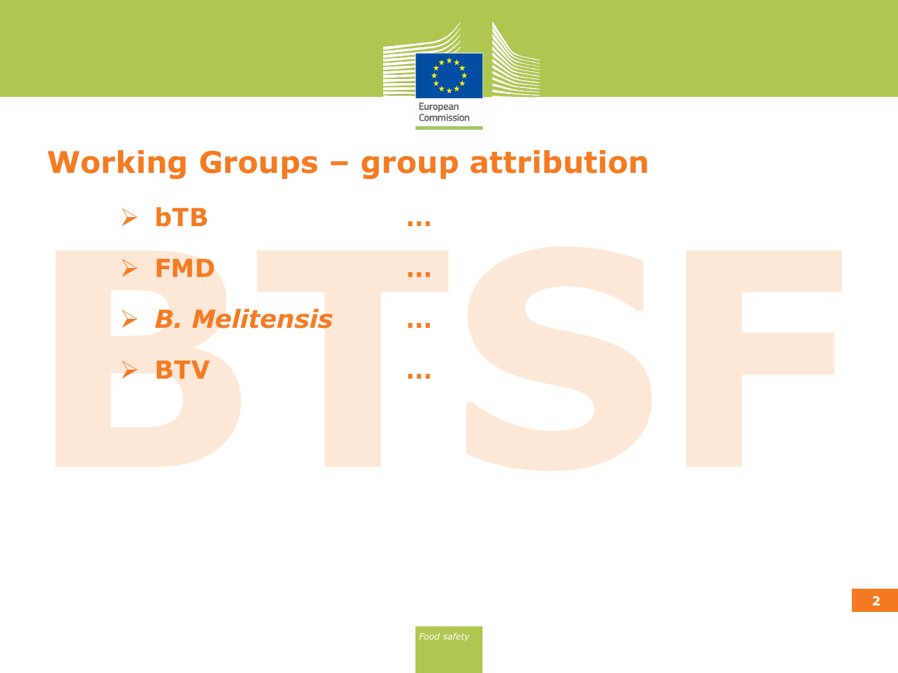## Working Groups – group attribution

- **bTB** ...
- **FMD** ...
- ***B. Melitensis*** ...
- **BTV** ...

BTSF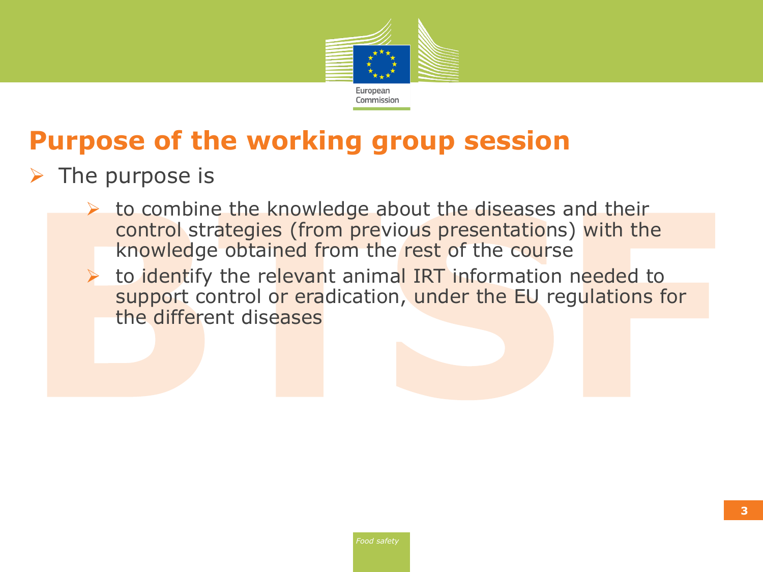# Purpose of the working group session

- The purpose is
  - to combine the knowledge about the diseases and their control strategies (from previous presentations) with the knowledge obtained from the rest of the course
  - to identify the relevant animal IRT information needed to support control or eradication, under the EU regulations for the different diseases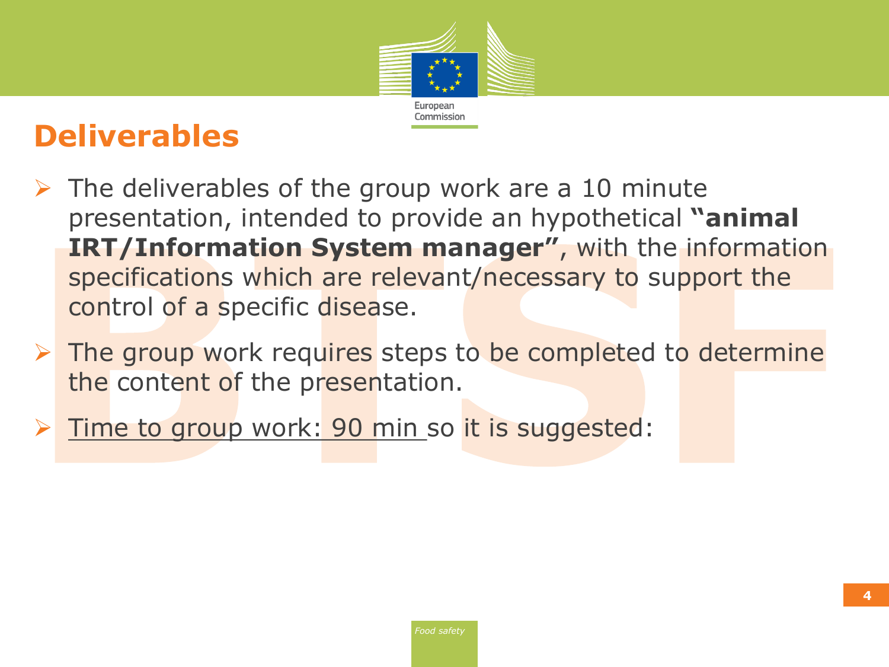# Deliverables

- The deliverables of the group work are a 10 minute presentation, intended to provide an hypothetical **"animal IRT/Information System manager"**, with the information specifications which are relevant/necessary to support the control of a specific disease.
- The group work requires steps to be completed to determine the content of the presentation.
- Time to group work: 90 min so it is suggested: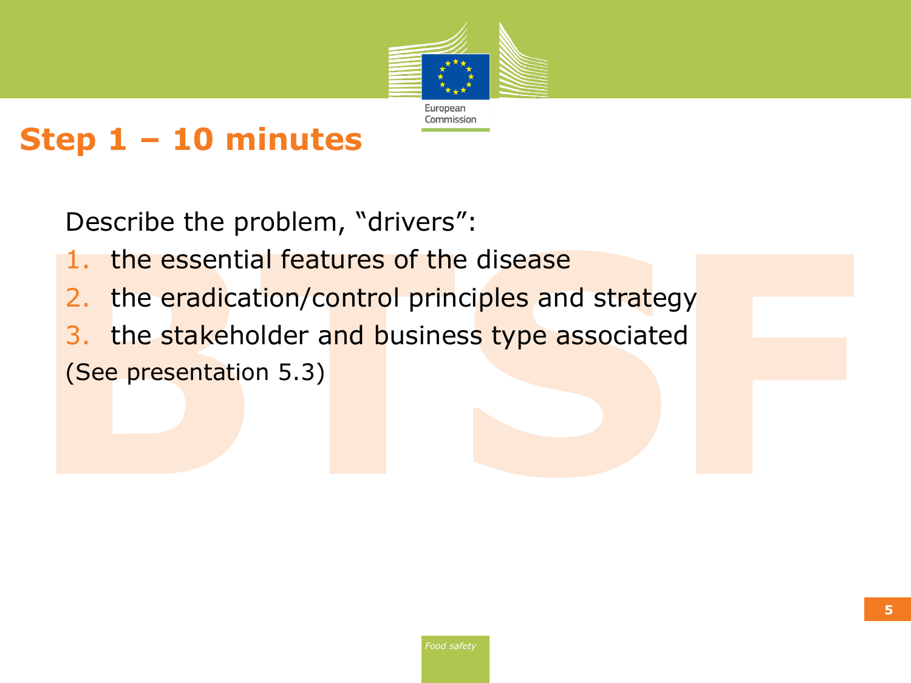# Step 1 – 10 minutes

Describe the problem, "drivers":

1. the essential features of the disease
2. the eradication/control principles and strategy
3. the stakeholder and business type associated

(See presentation 5.3)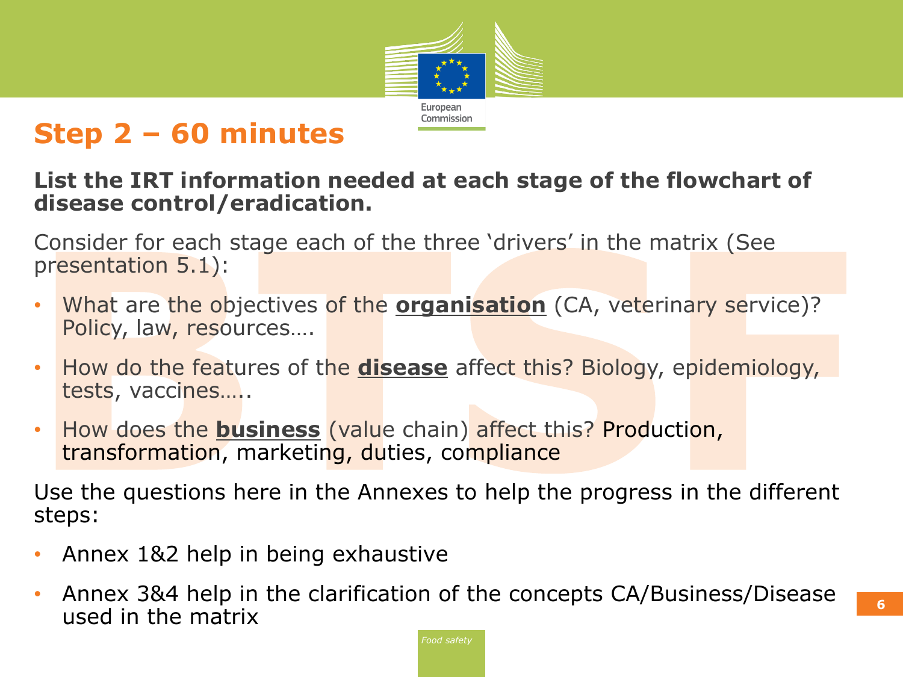# Step 2 – 60 minutes

**List the IRT information needed at each stage of the flowchart of disease control/eradication.**

Consider for each stage each of the three 'drivers' in the matrix (See presentation 5.1):

- What are the objectives of the **organisation** (CA, veterinary service)? Policy, law, resources….
- How do the features of the **disease** affect this? Biology, epidemiology, tests, vaccines…..
- How does the **business** (value chain) affect this? Production, transformation, marketing, duties, compliance

Use the questions here in the Annexes to help the progress in the different steps:

- Annex 1&2 help in being exhaustive
- Annex 3&4 help in the clarification of the concepts CA/Business/Disease used in the matrix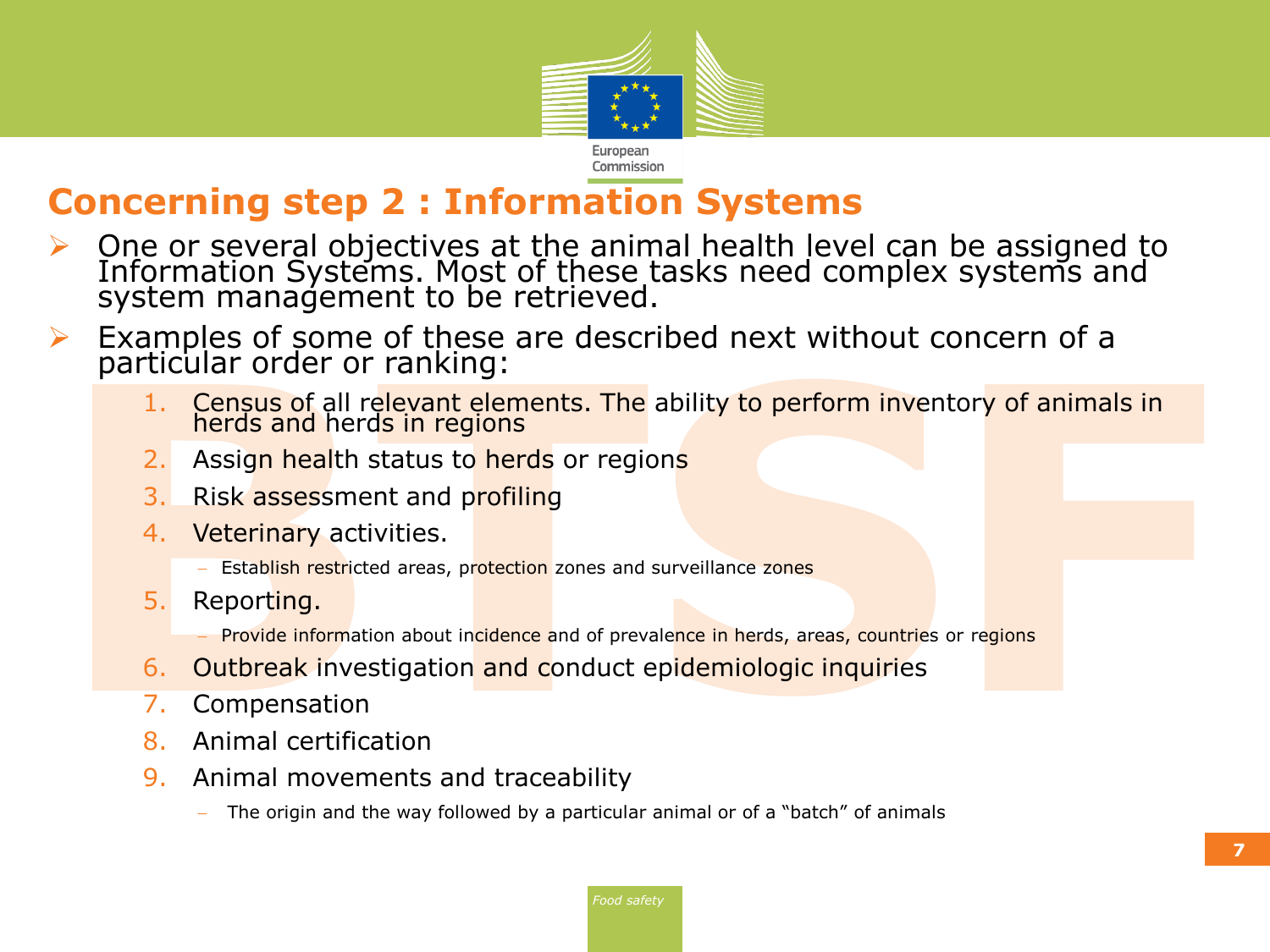# Concerning step 2 : Information Systems

- One or several objectives at the animal health level can be assigned to Information Systems. Most of these tasks need complex systems and system management to be retrieved.
- Examples of some of these are described next without concern of a particular order or ranking:

  1. Census of all relevant elements. The ability to perform inventory of animals in herds and herds in regions
  2. Assign health status to herds or regions
  3. Risk assessment and profiling
  4. Veterinary activities.
     - Establish restricted areas, protection zones and surveillance zones
  5. Reporting.
     - Provide information about incidence and of prevalence in herds, areas, countries or regions
  6. Outbreak investigation and conduct epidemiologic inquiries
  7. Compensation
  8. Animal certification
  9. Animal movements and traceability
     - The origin and the way followed by a particular animal or of a "batch" of animals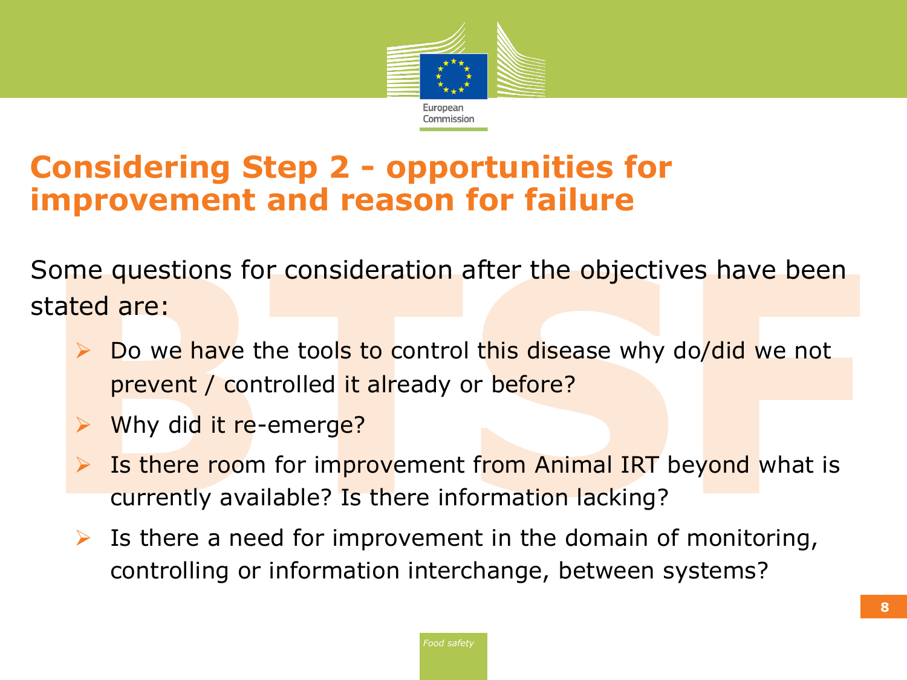# Considering Step 2 - opportunities for improvement and reason for failure

Some questions for consideration after the objectives have been stated are:

- Do we have the tools to control this disease why do/did we not prevent / controlled it already or before?
- Why did it re-emerge?
- Is there room for improvement from Animal IRT beyond what is currently available? Is there information lacking?
- Is there a need for improvement in the domain of monitoring, controlling or information interchange, between systems?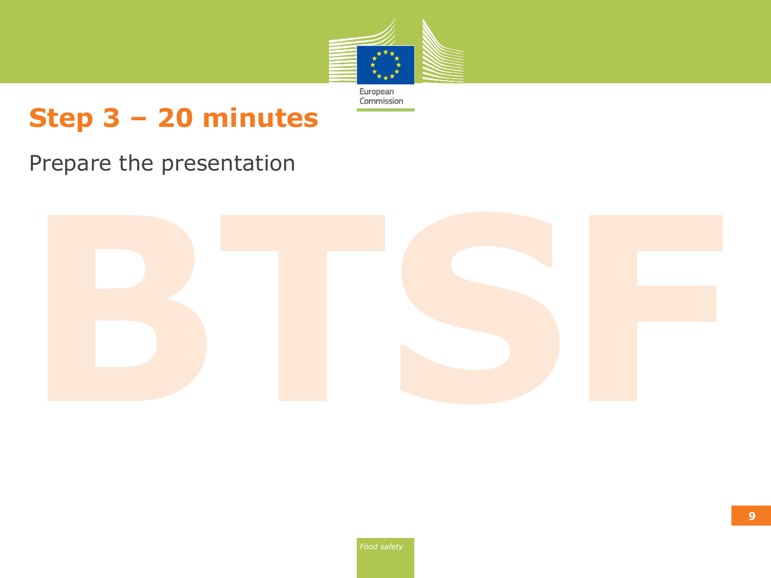# Step 3 – 20 minutes

Prepare the presentation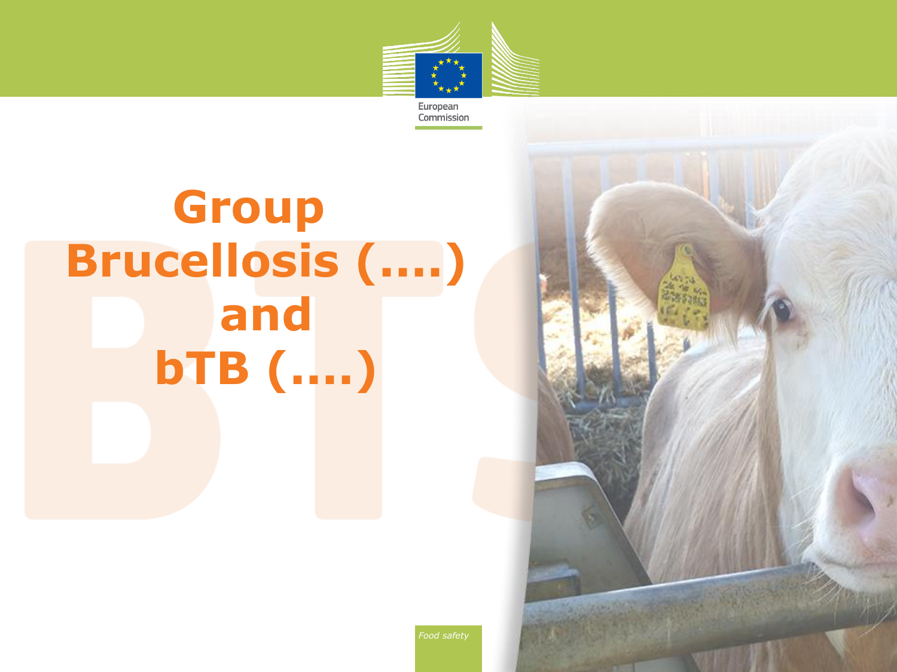# Group Brucellosis (….) and bTB (….)

*Food safety*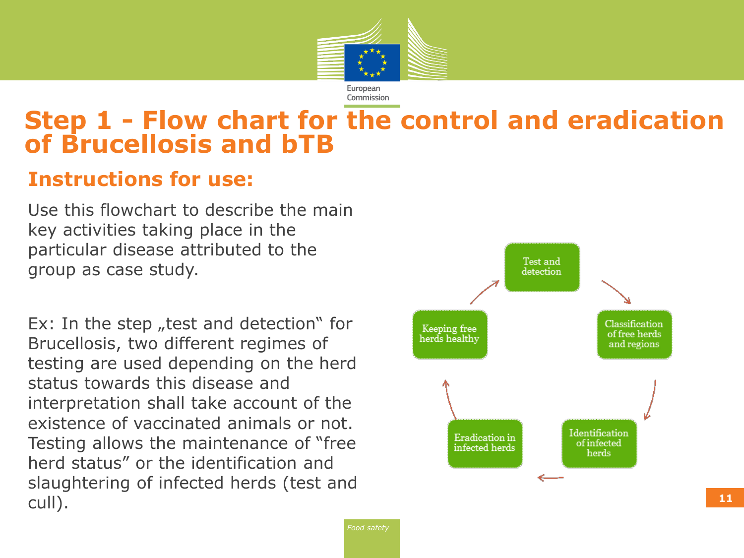# Step 1 - Flow chart for the control and eradication of Brucellosis and bTB

## Instructions for use:

Use this flowchart to describe the main key activities taking place in the particular disease attributed to the group as case study.

Ex: In the step „test and detection" for Brucellosis, two different regimes of testing are used depending on the herd status towards this disease and interpretation shall take account of the existence of vaccinated animals or not. Testing allows the maintenance of "free herd status" or the identification and slaughtering of infected herds (test and cull).

Test and detection → Classification of free herds and regions → Identification of infected herds → Eradication in infected herds → Keeping free herds healthy → Test and detection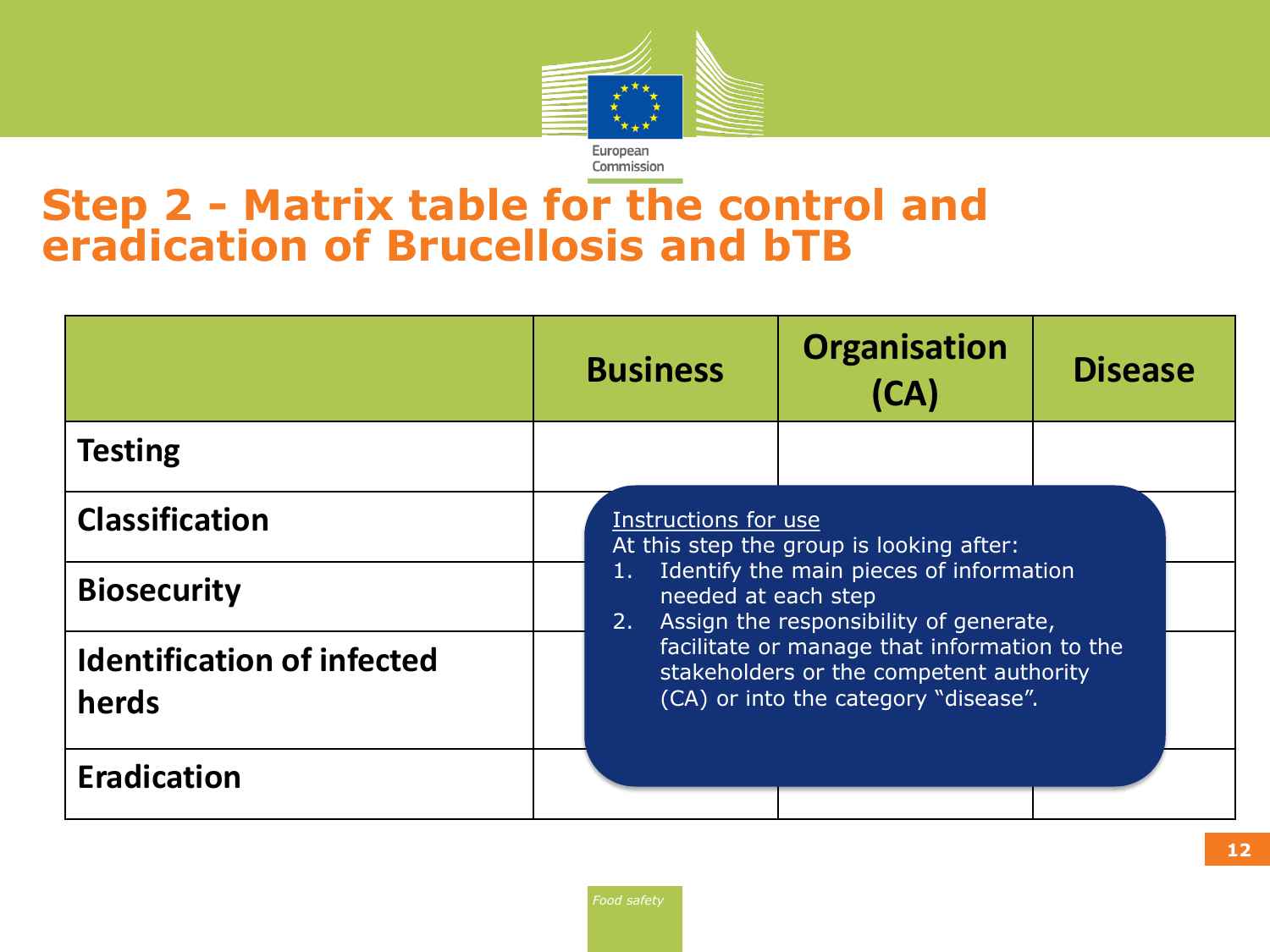# Step 2 - Matrix table for the control and eradication of Brucellosis and bTB

| | Business | Organisation (CA) | Disease |
|---|---|---|---|
| Testing | | | |
| Classification | | | |
| Biosecurity | | | |
| Identification of infected herds | | | |
| Eradication | | | |

Instructions for use

At this step the group is looking after:

1. Identify the main pieces of information needed at each step
2. Assign the responsibility of generate, facilitate or manage that information to the stakeholders or the competent authority (CA) or into the category "disease".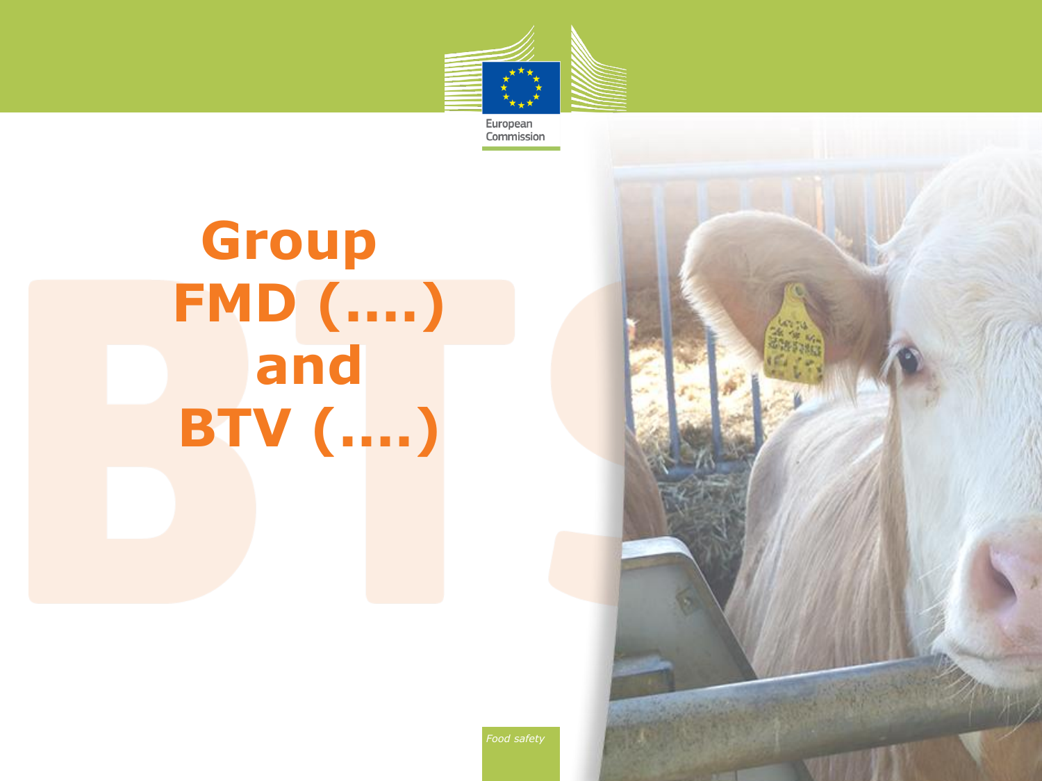# Group FMD (….) and BTV (….)

*Food safety*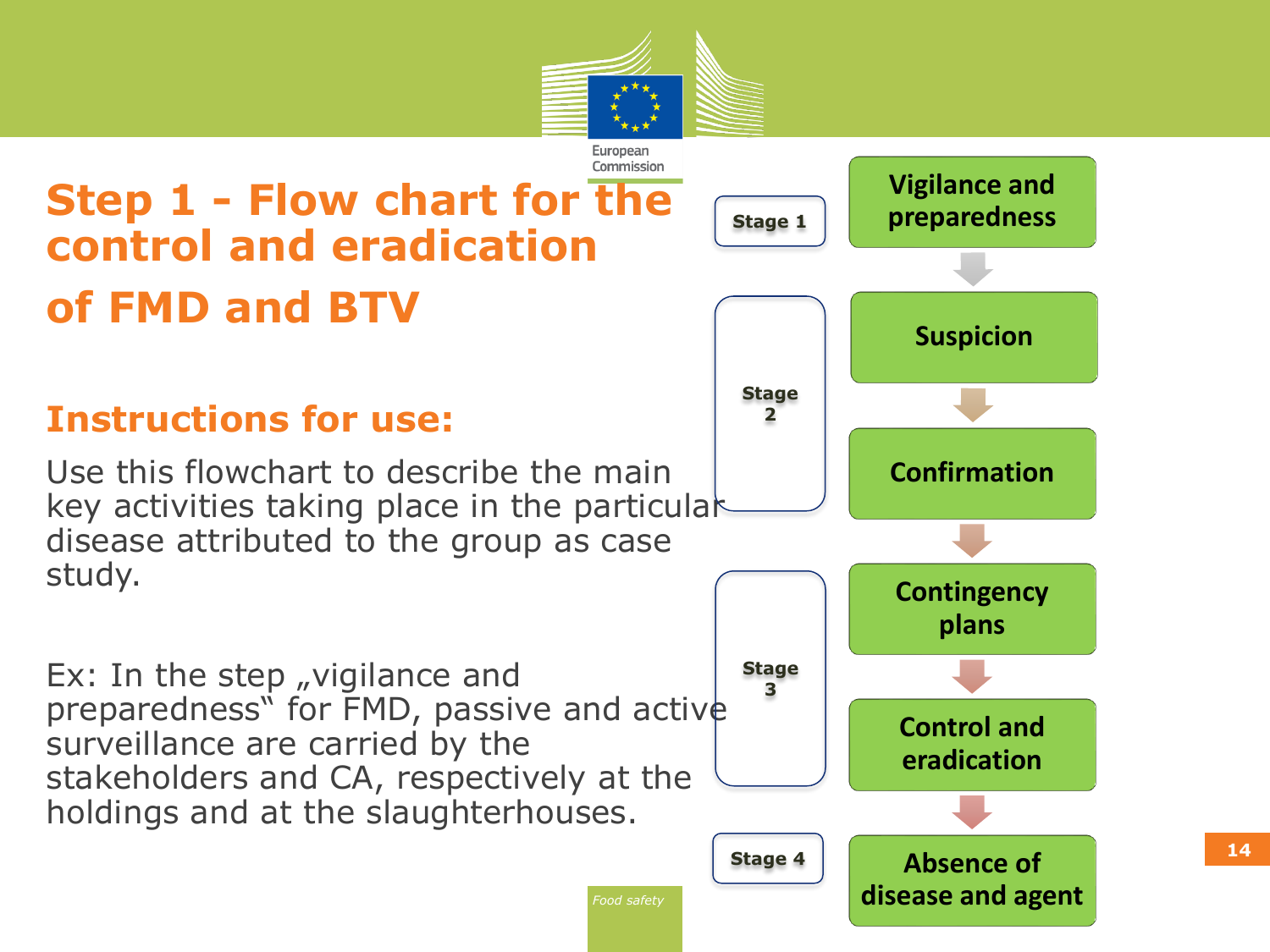# Step 1 - Flow chart for the control and eradication of FMD and BTV

## Instructions for use:

Use this flowchart to describe the main key activities taking place in the particular disease attributed to the group as case study.

Ex: In the step „vigilance and preparedness" for FMD, passive and active surveillance are carried by the stakeholders and CA, respectively at the holdings and at the slaughterhouses.

| Stage | Step |
| --- | --- |
| Stage 1 | Vigilance and preparedness |
| Stage 2 | Suspicion |
| | Confirmation |
| Stage 3 | Contingency plans |
| | Control and eradication |
| Stage 4 | Absence of disease and agent |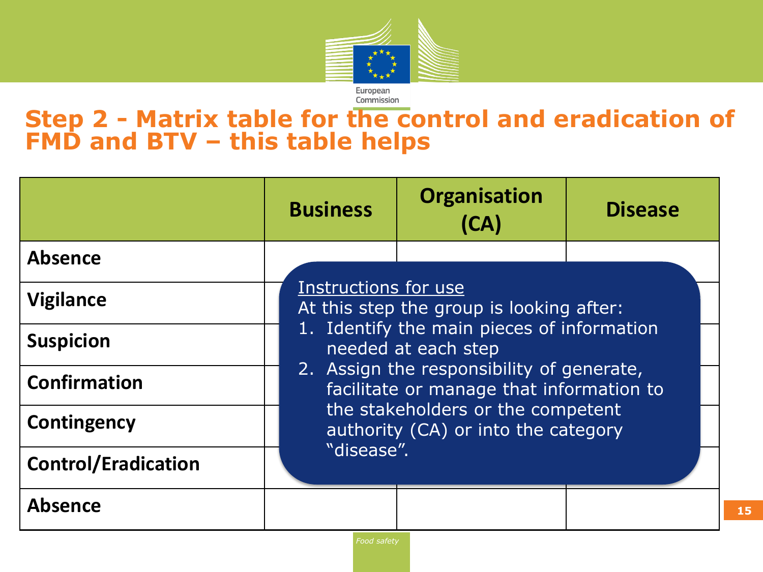# Step 2 - Matrix table for the control and eradication of FMD and BTV – this table helps

| | Business | Organisation (CA) | Disease |
|---|---|---|---|
| Absence | | | |
| Vigilance | | | |
| Suspicion | | | |
| Confirmation | | | |
| Contingency | | | |
| Control/Eradication | | | |
| Absence | | | |

Instructions for use

At this step the group is looking after:

1. Identify the main pieces of information needed at each step
2. Assign the responsibility of generate, facilitate or manage that information to the stakeholders or the competent authority (CA) or into the category "disease".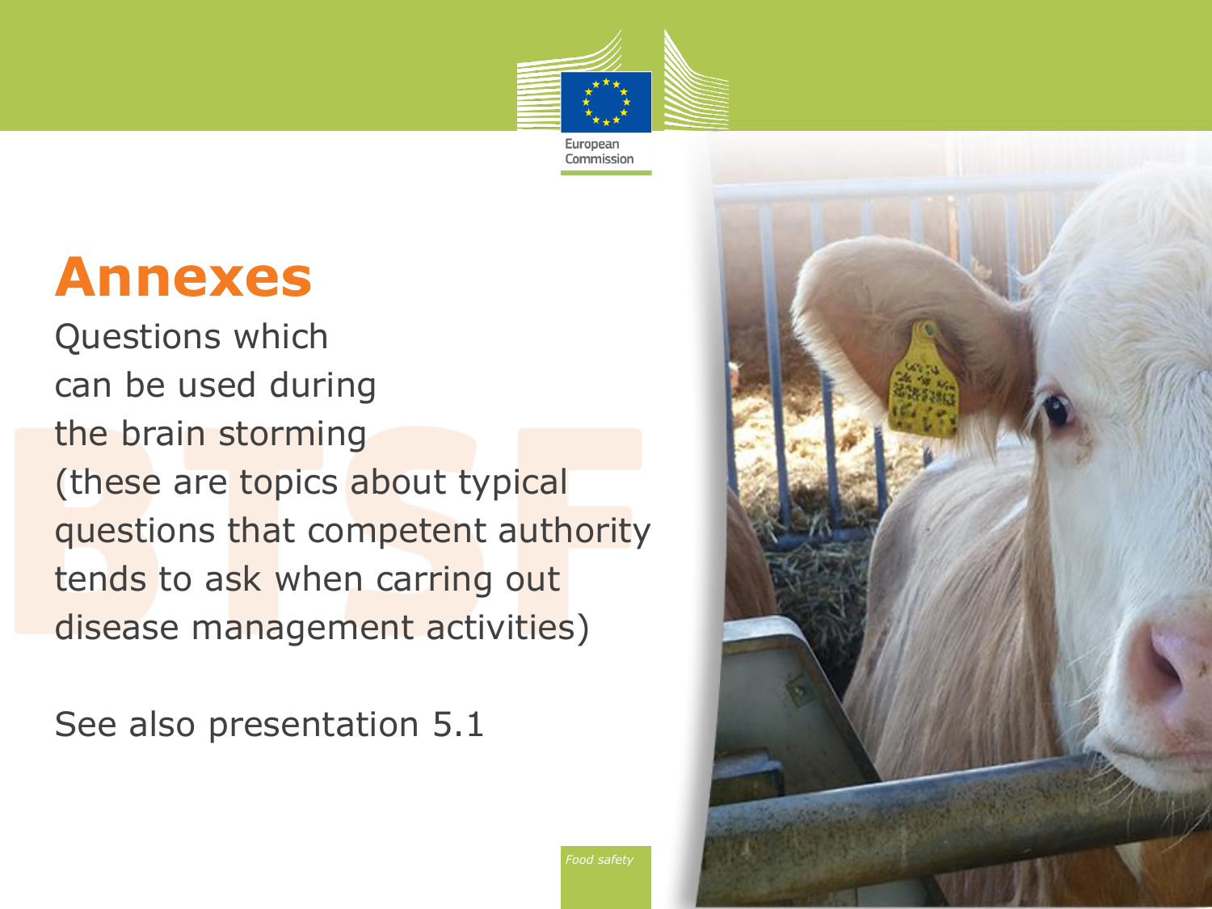# Annexes

Questions which can be used during the brain storming (these are topics about typical questions that competent authority tends to ask when carring out disease management activities)

See also presentation 5.1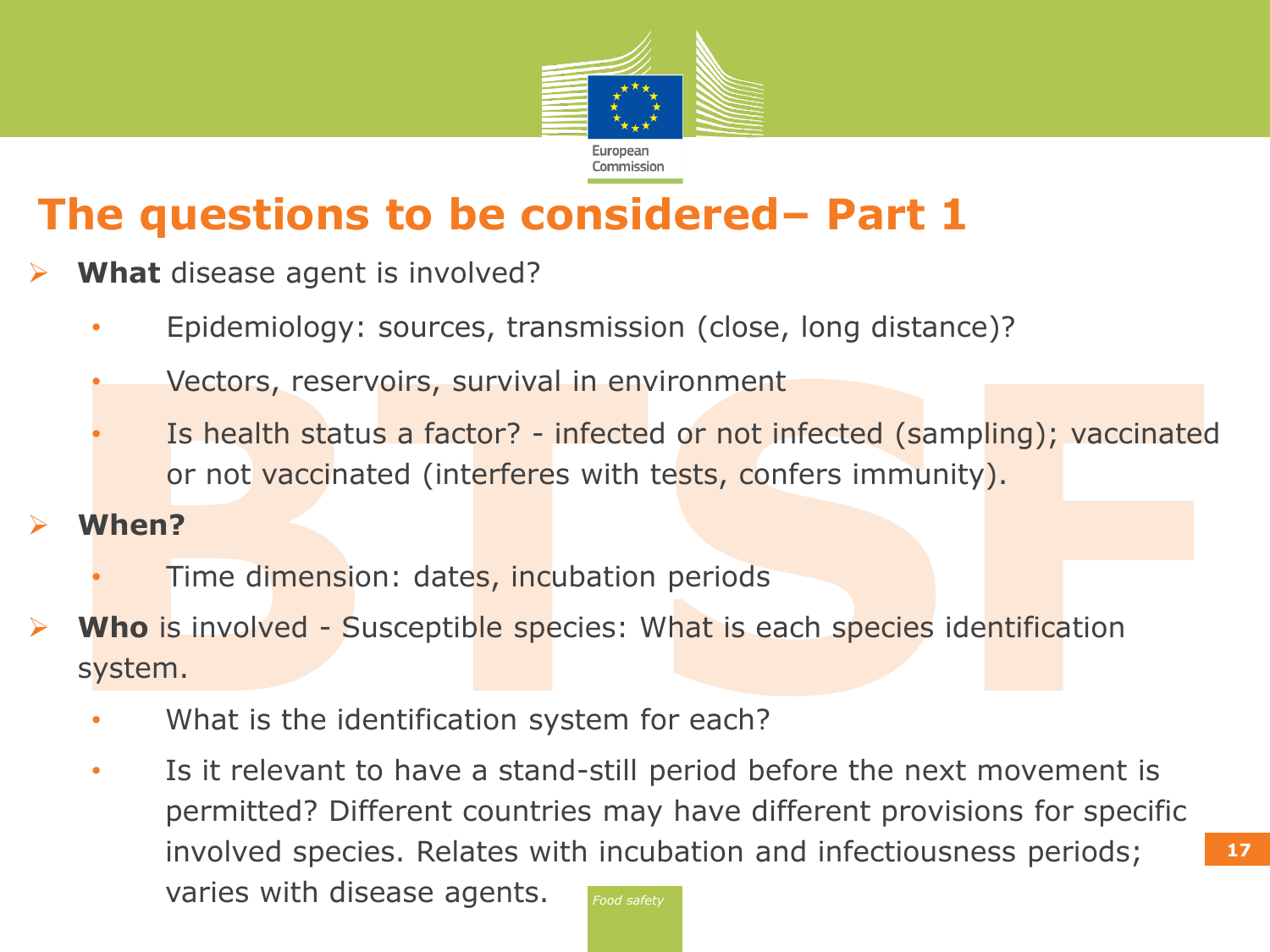# The questions to be considered– Part 1

- **What** disease agent is involved?
  - Epidemiology: sources, transmission (close, long distance)?
  - Vectors, reservoirs, survival in environment
  - Is health status a factor? - infected or not infected (sampling); vaccinated or not vaccinated (interferes with tests, confers immunity).
- **When?**
  - Time dimension: dates, incubation periods
- **Who** is involved - Susceptible species: What is each species identification system.
  - What is the identification system for each?
  - Is it relevant to have a stand-still period before the next movement is permitted? Different countries may have different provisions for specific involved species. Relates with incubation and infectiousness periods; varies with disease agents.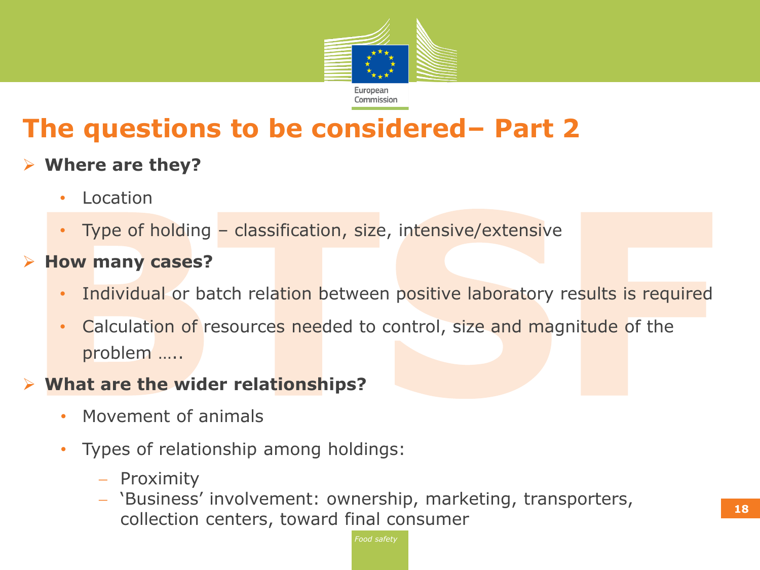# The questions to be considered– Part 2

- **Where are they?**
  - Location
  - Type of holding – classification, size, intensive/extensive
- **How many cases?**
  - Individual or batch relation between positive laboratory results is required
  - Calculation of resources needed to control, size and magnitude of the problem …..
- **What are the wider relationships?**
  - Movement of animals
  - Types of relationship among holdings:
    - Proximity
    - 'Business' involvement: ownership, marketing, transporters, collection centers, toward final consumer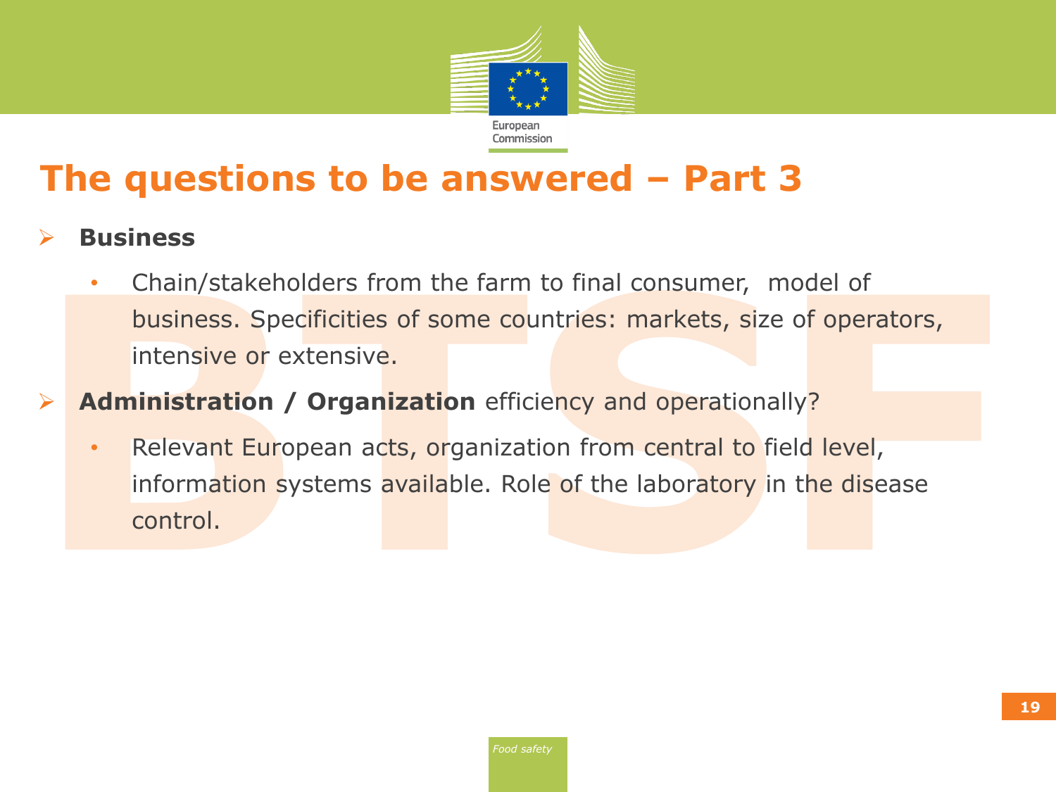# The questions to be answered – Part 3

- **Business**
  - Chain/stakeholders from the farm to final consumer, model of business. Specificities of some countries: markets, size of operators, intensive or extensive.
- **Administration / Organization** efficiency and operationally?
  - Relevant European acts, organization from central to field level, information systems available. Role of the laboratory in the disease control.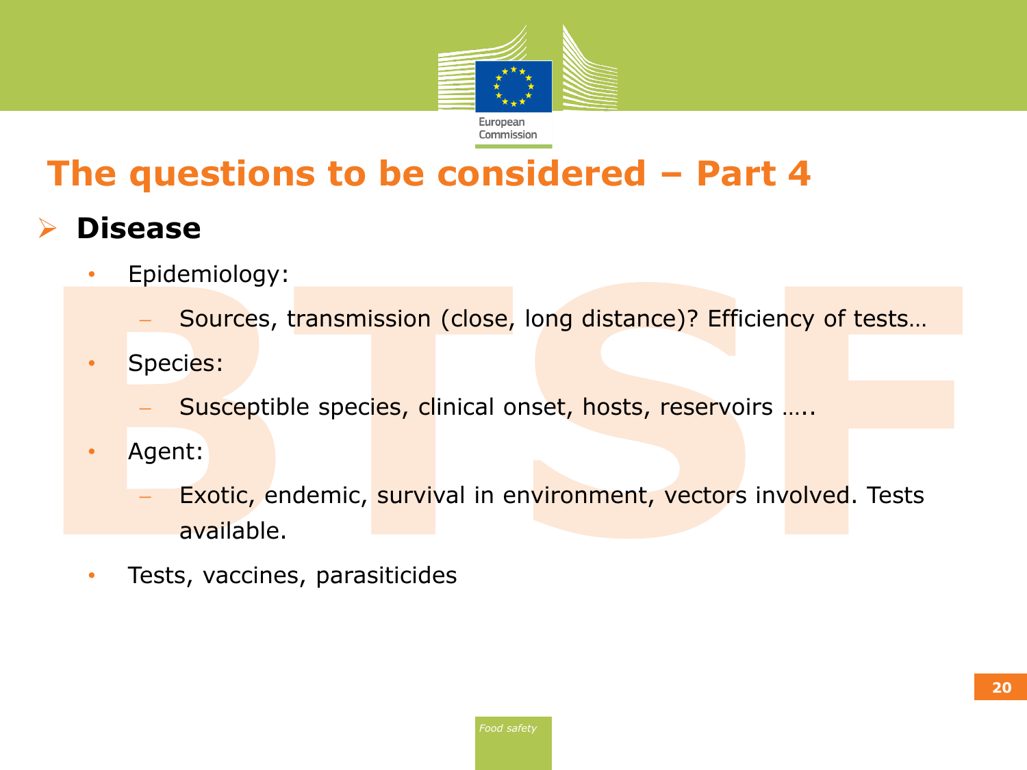# The questions to be considered – Part 4

## Disease

- Epidemiology:
  - Sources, transmission (close, long distance)? Efficiency of tests…
- Species:
  - Susceptible species, clinical onset, hosts, reservoirs …..
- Agent:
  - Exotic, endemic, survival in environment, vectors involved. Tests available.
- Tests, vaccines, parasiticides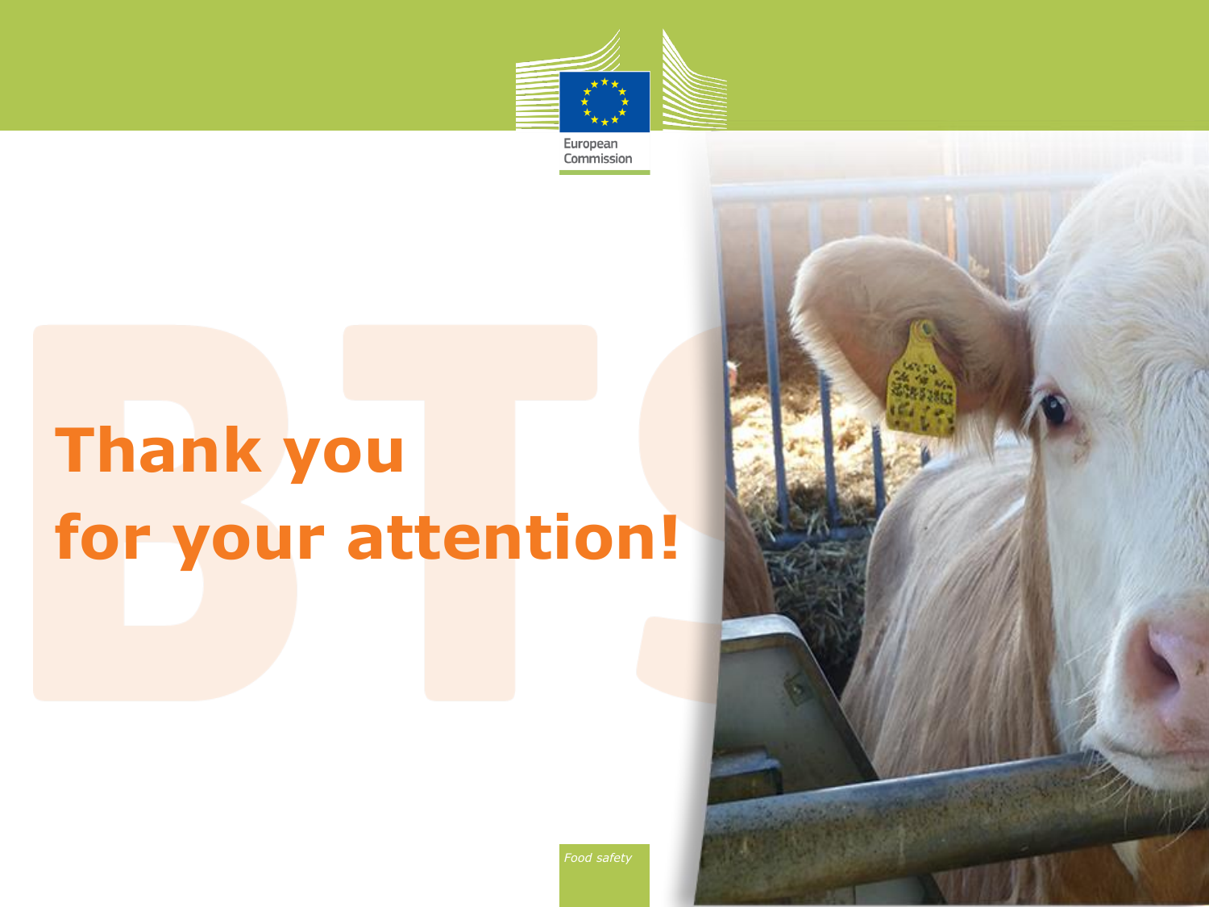# Thank you for your attention!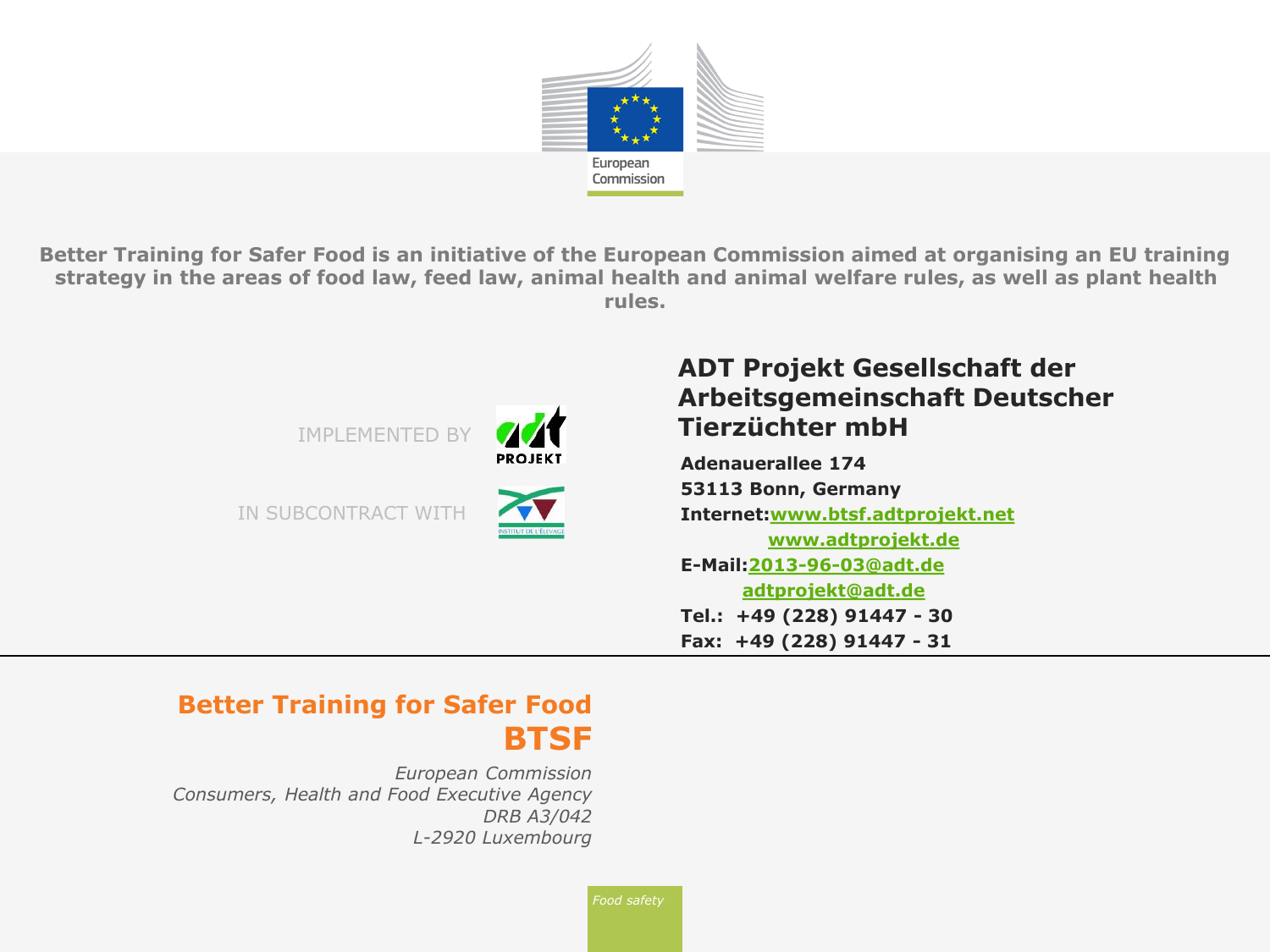European Commission

**Better Training for Safer Food is an initiative of the European Commission aimed at organising an EU training strategy in the areas of food law, feed law, animal health and animal welfare rules, as well as plant health rules.**

IMPLEMENTED BY

IN SUBCONTRACT WITH

## ADT Projekt Gesellschaft der Arbeitsgemeinschaft Deutscher Tierzüchter mbH

**Adenauerallee 174**
**53113 Bonn, Germany**
**Internet:** **www.btsf.adtprojekt.net**
**www.adtprojekt.de**
**E-Mail:** **2013-96-03@adt.de**
**adtprojekt@adt.de**
**Tel.: +49 (228) 91447 - 30**
**Fax: +49 (228) 91447 - 31**

## Better Training for Safer Food
## BTSF

*European Commission*
*Consumers, Health and Food Executive Agency*
*DRB A3/042*
*L-2920 Luxembourg*

*Food safety*